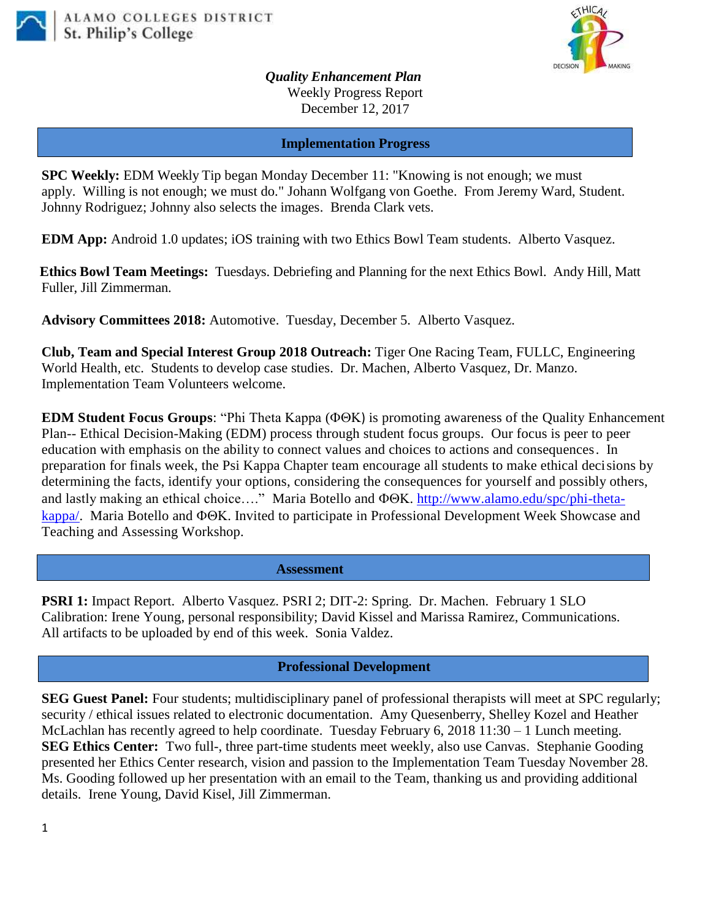ALAMO COLLEGES DISTRICT
St. Philip's College

***Quality Enhancement Plan***
Weekly Progress Report
December 12, 2017

## Implementation Progress

**SPC Weekly:** EDM Weekly Tip began Monday December 11: "Knowing is not enough; we must apply. Willing is not enough; we must do." Johann Wolfgang von Goethe. From Jeremy Ward, Student. Johnny Rodriguez; Johnny also selects the images. Brenda Clark vets.

**EDM App:** Android 1.0 updates; iOS training with two Ethics Bowl Team students. Alberto Vasquez.

**Ethics Bowl Team Meetings:** Tuesdays. Debriefing and Planning for the next Ethics Bowl. Andy Hill, Matt Fuller, Jill Zimmerman.

**Advisory Committees 2018:** Automotive. Tuesday, December 5. Alberto Vasquez.

**Club, Team and Special Interest Group 2018 Outreach:** Tiger One Racing Team, FULLC, Engineering World Health, etc. Students to develop case studies. Dr. Machen, Alberto Vasquez, Dr. Manzo. Implementation Team Volunteers welcome.

**EDM Student Focus Groups**: "Phi Theta Kappa (ΦΘK) is promoting awareness of the Quality Enhancement Plan-- Ethical Decision-Making (EDM) process through student focus groups. Our focus is peer to peer education with emphasis on the ability to connect values and choices to actions and consequences. In preparation for finals week, the Psi Kappa Chapter team encourage all students to make ethical decisions by determining the facts, identify your options, considering the consequences for yourself and possibly others, and lastly making an ethical choice…." Maria Botello and ΦΘK. [http://www.alamo.edu/spc/phi-theta-kappa/](http://www.alamo.edu/spc/phi-theta-kappa/). Maria Botello and ΦΘK. Invited to participate in Professional Development Week Showcase and Teaching and Assessing Workshop.

## Assessment

**PSRI 1:** Impact Report. Alberto Vasquez. PSRI 2; DIT-2: Spring. Dr. Machen. February 1 SLO Calibration: Irene Young, personal responsibility; David Kissel and Marissa Ramirez, Communications. All artifacts to be uploaded by end of this week. Sonia Valdez.

## Professional Development

**SEG Guest Panel:** Four students; multidisciplinary panel of professional therapists will meet at SPC regularly; security / ethical issues related to electronic documentation. Amy Quesenberry, Shelley Kozel and Heather McLachlan has recently agreed to help coordinate. Tuesday February 6, 2018 11:30 – 1 Lunch meeting.

**SEG Ethics Center:** Two full-, three part-time students meet weekly, also use Canvas. Stephanie Gooding presented her Ethics Center research, vision and passion to the Implementation Team Tuesday November 28. Ms. Gooding followed up her presentation with an email to the Team, thanking us and providing additional details. Irene Young, David Kisel, Jill Zimmerman.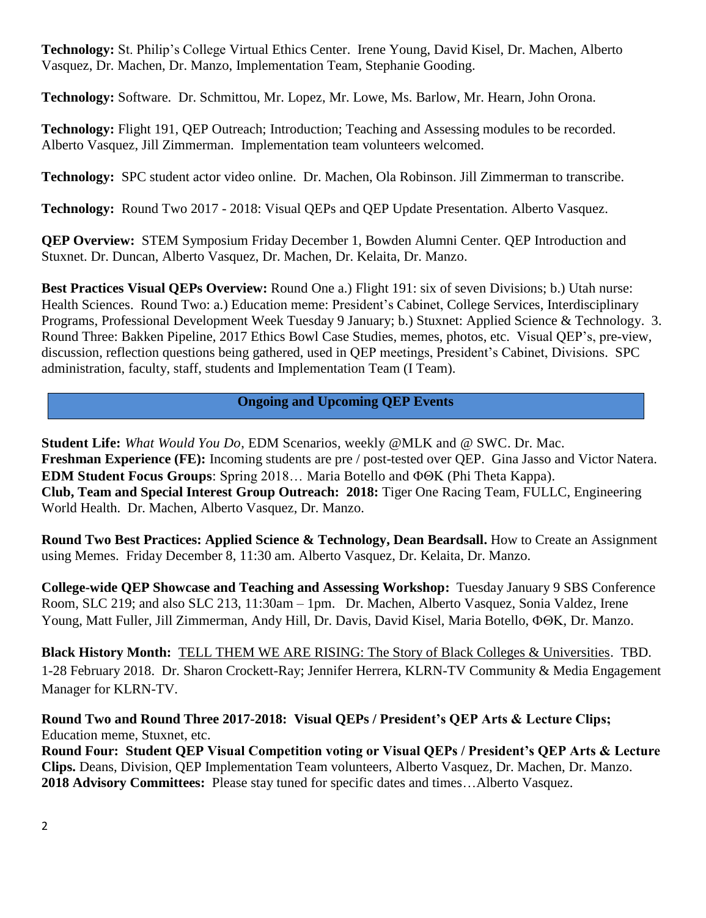**Technology:** St. Philip's College Virtual Ethics Center. Irene Young, David Kisel, Dr. Machen, Alberto Vasquez, Dr. Machen, Dr. Manzo, Implementation Team, Stephanie Gooding.

**Technology:** Software. Dr. Schmittou, Mr. Lopez, Mr. Lowe, Ms. Barlow, Mr. Hearn, John Orona.

**Technology:** Flight 191, QEP Outreach; Introduction; Teaching and Assessing modules to be recorded. Alberto Vasquez, Jill Zimmerman. Implementation team volunteers welcomed.

**Technology:** SPC student actor video online. Dr. Machen, Ola Robinson. Jill Zimmerman to transcribe.

**Technology:** Round Two 2017 - 2018: Visual QEPs and QEP Update Presentation. Alberto Vasquez.

**QEP Overview:** STEM Symposium Friday December 1, Bowden Alumni Center. QEP Introduction and Stuxnet. Dr. Duncan, Alberto Vasquez, Dr. Machen, Dr. Kelaita, Dr. Manzo.

**Best Practices Visual QEPs Overview:** Round One a.) Flight 191: six of seven Divisions; b.) Utah nurse: Health Sciences. Round Two: a.) Education meme: President's Cabinet, College Services, Interdisciplinary Programs, Professional Development Week Tuesday 9 January; b.) Stuxnet: Applied Science & Technology. 3. Round Three: Bakken Pipeline, 2017 Ethics Bowl Case Studies, memes, photos, etc. Visual QEP's, pre-view, discussion, reflection questions being gathered, used in QEP meetings, President's Cabinet, Divisions. SPC administration, faculty, staff, students and Implementation Team (I Team).

## Ongoing and Upcoming QEP Events

**Student Life:** *What Would You Do*, EDM Scenarios, weekly @MLK and @ SWC. Dr. Mac.
**Freshman Experience (FE):** Incoming students are pre / post-tested over QEP. Gina Jasso and Victor Natera.
**EDM Student Focus Groups**: Spring 2018… Maria Botello and ΦΘΚ (Phi Theta Kappa).
**Club, Team and Special Interest Group Outreach: 2018:** Tiger One Racing Team, FULLC, Engineering World Health. Dr. Machen, Alberto Vasquez, Dr. Manzo.

**Round Two Best Practices: Applied Science & Technology, Dean Beardsall.** How to Create an Assignment using Memes. Friday December 8, 11:30 am. Alberto Vasquez, Dr. Kelaita, Dr. Manzo.

**College-wide QEP Showcase and Teaching and Assessing Workshop:** Tuesday January 9 SBS Conference Room, SLC 219; and also SLC 213, 11:30am – 1pm. Dr. Machen, Alberto Vasquez, Sonia Valdez, Irene Young, Matt Fuller, Jill Zimmerman, Andy Hill, Dr. Davis, David Kisel, Maria Botello, ΦΘΚ, Dr. Manzo.

**Black History Month:** TELL THEM WE ARE RISING: The Story of Black Colleges & Universities. TBD. 1-28 February 2018. Dr. Sharon Crockett-Ray; Jennifer Herrera, KLRN-TV Community & Media Engagement Manager for KLRN-TV.

**Round Two and Round Three 2017-2018: Visual QEPs / President's QEP Arts & Lecture Clips;** Education meme, Stuxnet, etc.
**Round Four: Student QEP Visual Competition voting or Visual QEPs / President's QEP Arts & Lecture Clips.** Deans, Division, QEP Implementation Team volunteers, Alberto Vasquez, Dr. Machen, Dr. Manzo.
**2018 Advisory Committees:** Please stay tuned for specific dates and times…Alberto Vasquez.